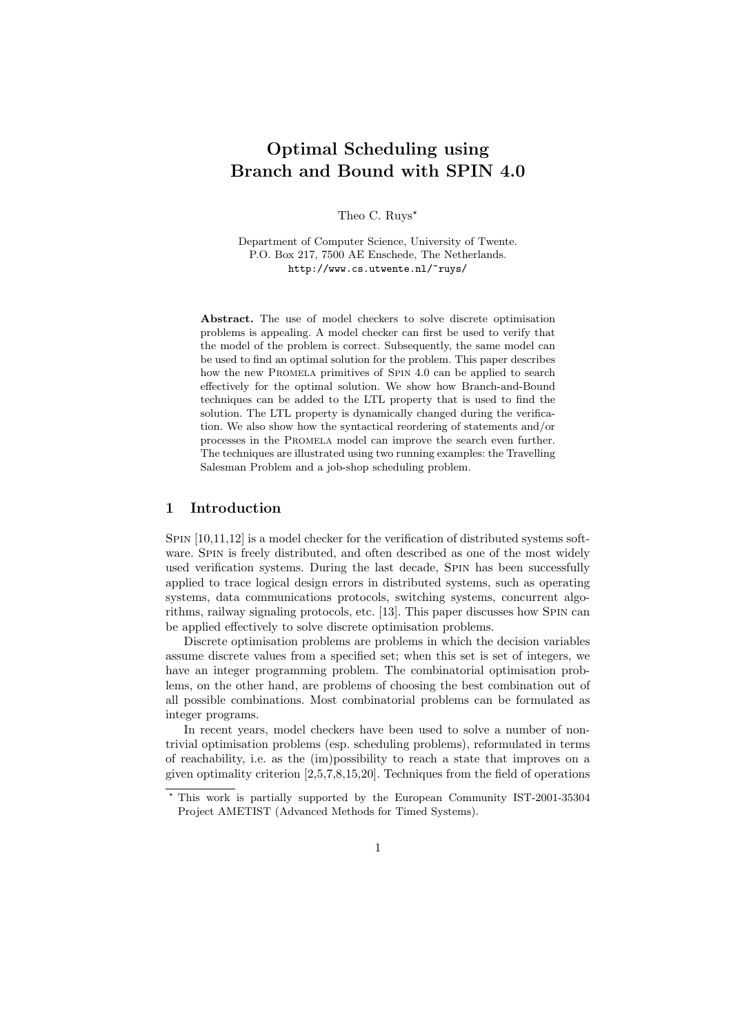# Optimal Scheduling using Branch and Bound with SPIN 4.0

Theo C. Ruys*

Department of Computer Science, University of Twente.
P.O. Box 217, 7500 AE Enschede, The Netherlands.
http://www.cs.utwente.nl/~ruys/

**Abstract.** The use of model checkers to solve discrete optimisation problems is appealing. A model checker can first be used to verify that the model of the problem is correct. Subsequently, the same model can be used to find an optimal solution for the problem. This paper describes how the new PROMELA primitives of SPIN 4.0 can be applied to search effectively for the optimal solution. We show how Branch-and-Bound techniques can be added to the LTL property that is used to find the solution. The LTL property is dynamically changed during the verification. We also show how the syntactical reordering of statements and/or processes in the PROMELA model can improve the search even further. The techniques are illustrated using two running examples: the Travelling Salesman Problem and a job-shop scheduling problem.

## 1 Introduction

SPIN [10,11,12] is a model checker for the verification of distributed systems software. SPIN is freely distributed, and often described as one of the most widely used verification systems. During the last decade, SPIN has been successfully applied to trace logical design errors in distributed systems, such as operating systems, data communications protocols, switching systems, concurrent algorithms, railway signaling protocols, etc. [13]. This paper discusses how SPIN can be applied effectively to solve discrete optimisation problems.

Discrete optimisation problems are problems in which the decision variables assume discrete values from a specified set; when this set is set of integers, we have an integer programming problem. The combinatorial optimisation problems, on the other hand, are problems of choosing the best combination out of all possible combinations. Most combinatorial problems can be formulated as integer programs.

In recent years, model checkers have been used to solve a number of non-trivial optimisation problems (esp. scheduling problems), reformulated in terms of reachability, i.e. as the (im)possibility to reach a state that improves on a given optimality criterion [2,5,7,8,15,20]. Techniques from the field of operations

---

* This work is partially supported by the European Community IST-2001-35304 Project AMETIST (Advanced Methods for Timed Systems).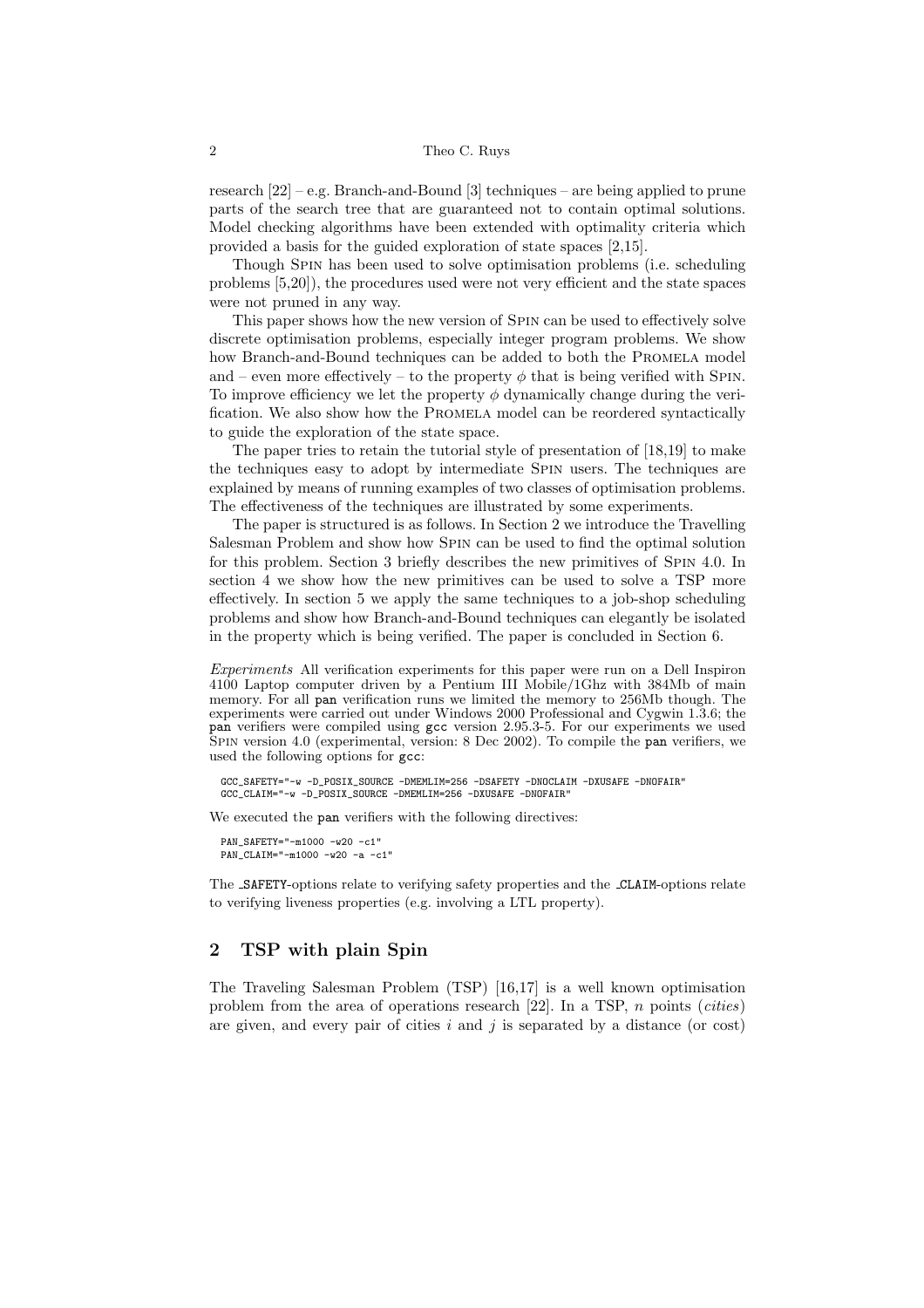research [22] – e.g. Branch-and-Bound [3] techniques – are being applied to prune parts of the search tree that are guaranteed not to contain optimal solutions. Model checking algorithms have been extended with optimality criteria which provided a basis for the guided exploration of state spaces [2,15].

Though Spin has been used to solve optimisation problems (i.e. scheduling problems [5,20]), the procedures used were not very efficient and the state spaces were not pruned in any way.

This paper shows how the new version of Spin can be used to effectively solve discrete optimisation problems, especially integer program problems. We show how Branch-and-Bound techniques can be added to both the Promela model and – even more effectively – to the property $\phi$ that is being verified with Spin. To improve efficiency we let the property $\phi$ dynamically change during the verification. We also show how the Promela model can be reordered syntactically to guide the exploration of the state space.

The paper tries to retain the tutorial style of presentation of [18,19] to make the techniques easy to adopt by intermediate Spin users. The techniques are explained by means of running examples of two classes of optimisation problems. The effectiveness of the techniques are illustrated by some experiments.

The paper is structured is as follows. In Section 2 we introduce the Travelling Salesman Problem and show how Spin can be used to find the optimal solution for this problem. Section 3 briefly describes the new primitives of Spin 4.0. In section 4 we show how the new primitives can be used to solve a TSP more effectively. In section 5 we apply the same techniques to a job-shop scheduling problems and show how Branch-and-Bound techniques can elegantly be isolated in the property which is being verified. The paper is concluded in Section 6.

*Experiments* All verification experiments for this paper were run on a Dell Inspiron 4100 Laptop computer driven by a Pentium III Mobile/1Ghz with 384Mb of main memory. For all `pan` verification runs we limited the memory to 256Mb though. The experiments were carried out under Windows 2000 Professional and Cygwin 1.3.6; the `pan` verifiers were compiled using `gcc` version 2.95.3-5. For our experiments we used Spin version 4.0 (experimental, version: 8 Dec 2002). To compile the `pan` verifiers, we used the following options for `gcc`:

```
GCC_SAFETY="-w -D_POSIX_SOURCE -DMEMLIM=256 -DSAFETY -DNOCLAIM -DXUSAFE -DNOFAIR"
GCC_CLAIM="-w -D_POSIX_SOURCE -DMEMLIM=256 -DXUSAFE -DNOFAIR"
```

We executed the `pan` verifiers with the following directives:

```
PAN_SAFETY="-m1000 -w20 -c1"
PAN_CLAIM="-m1000 -w20 -a -c1"
```

The `_SAFETY`-options relate to verifying safety properties and the `_CLAIM`-options relate to verifying liveness properties (e.g. involving a LTL property).

## 2 TSP with plain Spin

The Traveling Salesman Problem (TSP) [16,17] is a well known optimisation problem from the area of operations research [22]. In a TSP, $n$ points (*cities*) are given, and every pair of cities $i$ and $j$ is separated by a distance (or cost)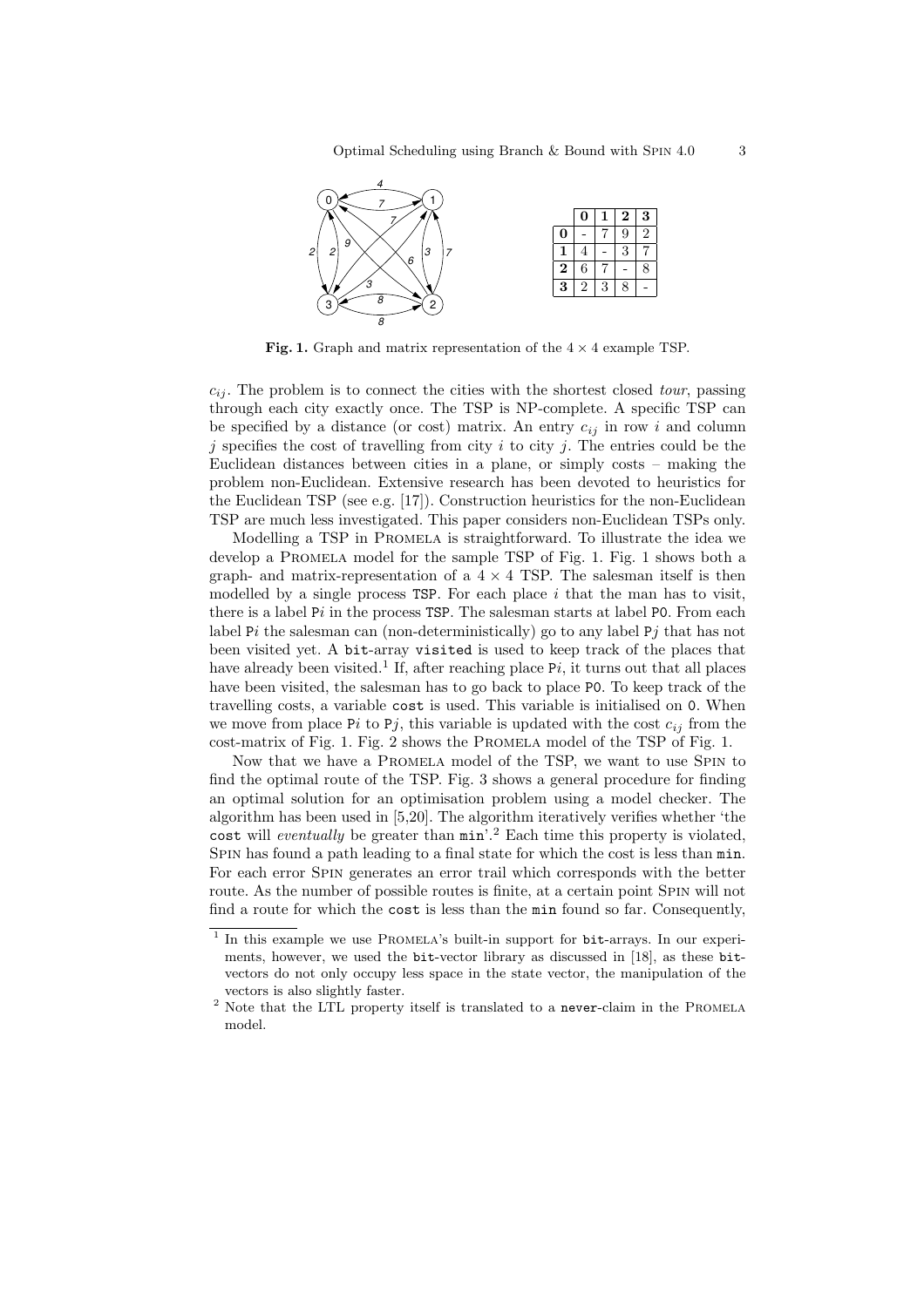|   | **0** | **1** | **2** | **3** |
|---|---|---|---|---|
| **0** | - | 7 | 9 | 2 |
| **1** | 4 | - | 3 | 7 |
| **2** | 6 | 7 | - | 8 |
| **3** | 2 | 3 | 8 | - |

**Fig. 1.** Graph and matrix representation of the $4 \times 4$ example TSP.

$c_{ij}$. The problem is to connect the cities with the shortest closed *tour*, passing through each city exactly once. The TSP is NP-complete. A specific TSP can be specified by a distance (or cost) matrix. An entry $c_{ij}$ in row $i$ and column $j$ specifies the cost of travelling from city $i$ to city $j$. The entries could be the Euclidean distances between cities in a plane, or simply costs – making the problem non-Euclidean. Extensive research has been devoted to heuristics for the Euclidean TSP (see e.g. [17]). Construction heuristics for the non-Euclidean TSP are much less investigated. This paper considers non-Euclidean TSPs only.

Modelling a TSP in PROMELA is straightforward. To illustrate the idea we develop a PROMELA model for the sample TSP of Fig. 1. Fig. 1 shows both a graph- and matrix-representation of a $4 \times 4$ TSP. The salesman itself is then modelled by a single process `TSP`. For each place $i$ that the man has to visit, there is a label `P`$i$ in the process `TSP`. The salesman starts at label `P0`. From each label `P`$i$ the salesman can (non-deterministically) go to any label `P`$j$ that has not been visited yet. A `bit`-array `visited` is used to keep track of the places that have already been visited.[1] If, after reaching place `P`$i$, it turns out that all places have been visited, the salesman has to go back to place `P0`. To keep track of the travelling costs, a variable `cost` is used. This variable is initialised on `0`. When we move from place `P`$i$ to `P`$j$, this variable is updated with the cost $c_{ij}$ from the cost-matrix of Fig. 1. Fig. 2 shows the PROMELA model of the TSP of Fig. 1.

Now that we have a PROMELA model of the TSP, we want to use SPIN to find the optimal route of the TSP. Fig. 3 shows a general procedure for finding an optimal solution for an optimisation problem using a model checker. The algorithm has been used in [5,20]. The algorithm iteratively verifies whether 'the `cost` will *eventually* be greater than `min`'.[2] Each time this property is violated, SPIN has found a path leading to a final state for which the cost is less than `min`. For each error SPIN generates an error trail which corresponds with the better route. As the number of possible routes is finite, at a certain point SPIN will not find a route for which the `cost` is less than the `min` found so far. Consequently,

[1] In this example we use PROMELA's built-in support for `bit`-arrays. In our experiments, however, we used the `bit`-vector library as discussed in [18], as these `bit`-vectors do not only occupy less space in the state vector, the manipulation of the vectors is also slightly faster.

[2] Note that the LTL property itself is translated to a `never`-claim in the PROMELA model.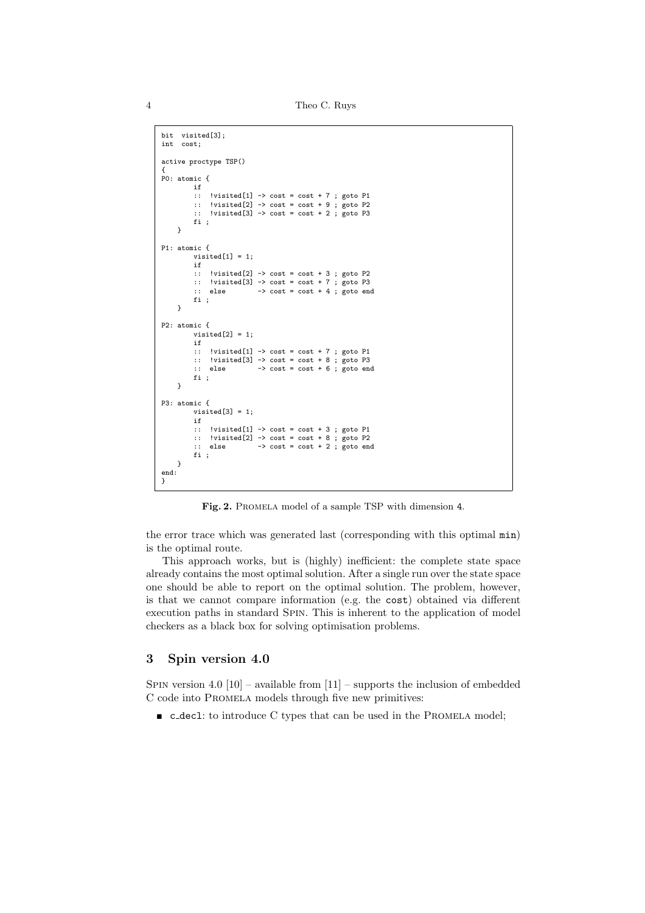```
bit  visited[3];
int  cost;

active proctype TSP()
{
P0: atomic {
        if
        ::  !visited[1] -> cost = cost + 7 ; goto P1
        ::  !visited[2] -> cost = cost + 9 ; goto P2
        ::  !visited[3] -> cost = cost + 2 ; goto P3
        fi ;
    }

P1: atomic {
        visited[1] = 1;
        if
        ::  !visited[2] -> cost = cost + 3 ; goto P2
        ::  !visited[3] -> cost = cost + 7 ; goto P3
        ::  else        -> cost = cost + 4 ; goto end
        fi ;
    }

P2: atomic {
        visited[2] = 1;
        if
        ::  !visited[1] -> cost = cost + 7 ; goto P1
        ::  !visited[3] -> cost = cost + 8 ; goto P3
        ::  else        -> cost = cost + 6 ; goto end
        fi ;
    }

P3: atomic {
        visited[3] = 1;
        if
        ::  !visited[1] -> cost = cost + 3 ; goto P1
        ::  !visited[2] -> cost = cost + 8 ; goto P2
        ::  else        -> cost = cost + 2 ; goto end
        fi ;
    }
end:
}
```

**Fig. 2.** Promela model of a sample TSP with dimension 4.

the error trace which was generated last (corresponding with this optimal `min`) is the optimal route.

This approach works, but is (highly) inefficient: the complete state space already contains the most optimal solution. After a single run over the state space one should be able to report on the optimal solution. The problem, however, is that we cannot compare information (e.g. the `cost`) obtained via different execution paths in standard Spin. This is inherent to the application of model checkers as a black box for solving optimisation problems.

## 3 Spin version 4.0

Spin version 4.0 [10] – available from [11] – supports the inclusion of embedded C code into Promela models through five new primitives:

- `c_decl`: to introduce C types that can be used in the Promela model;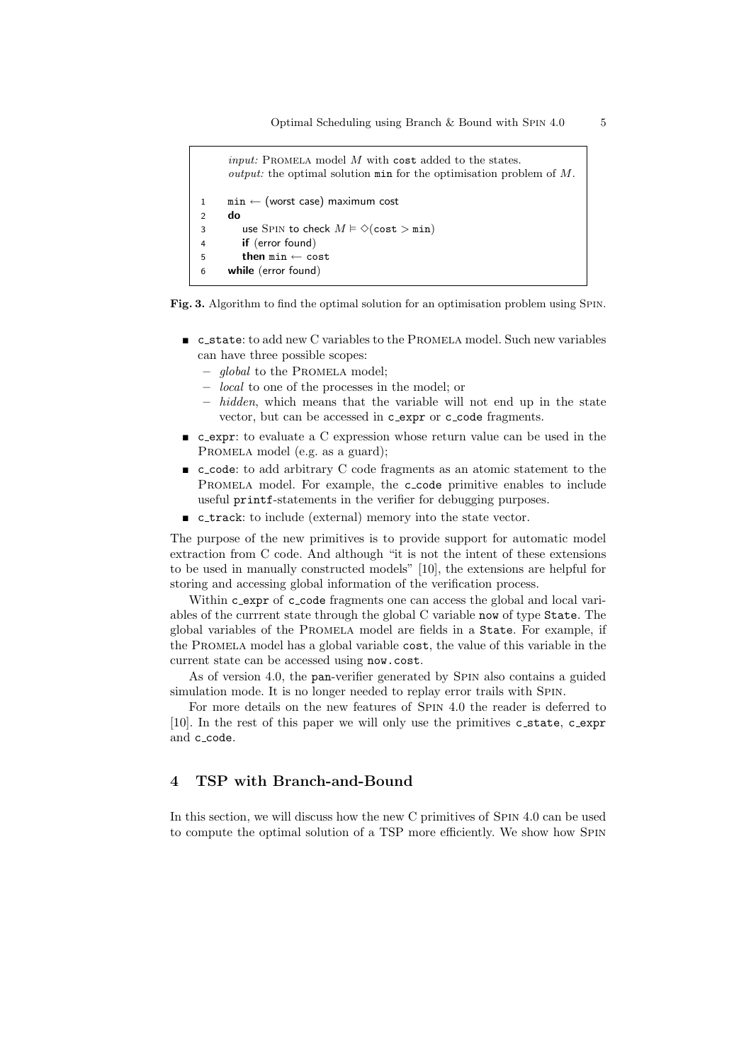```
input: PROMELA model M with cost added to the states.
output: the optimal solution min for the optimisation problem of M.

1   min ← (worst case) maximum cost
2   do
3      use SPIN to check M ⊨ ◇(cost > min)
4      if (error found)
5      then min ← cost
6   while (error found)
```

**Fig. 3.** Algorithm to find the optimal solution for an optimisation problem using SPIN.

- `c_state`: to add new C variables to the PROMELA model. Such new variables can have three possible scopes:
  - *global* to the PROMELA model;
  - *local* to one of the processes in the model; or
  - *hidden*, which means that the variable will not end up in the state vector, but can be accessed in `c_expr` or `c_code` fragments.
- `c_expr`: to evaluate a C expression whose return value can be used in the PROMELA model (e.g. as a guard);
- `c_code`: to add arbitrary C code fragments as an atomic statement to the PROMELA model. For example, the `c_code` primitive enables to include useful `printf`-statements in the verifier for debugging purposes.
- `c_track`: to include (external) memory into the state vector.

The purpose of the new primitives is to provide support for automatic model extraction from C code. And although "it is not the intent of these extensions to be used in manually constructed models" [10], the extensions are helpful for storing and accessing global information of the verification process.

Within `c_expr` of `c_code` fragments one can access the global and local variables of the currrent state through the global C variable `now` of type `State`. The global variables of the PROMELA model are fields in a `State`. For example, if the PROMELA model has a global variable `cost`, the value of this variable in the current state can be accessed using `now.cost`.

As of version 4.0, the `pan`-verifier generated by SPIN also contains a guided simulation mode. It is no longer needed to replay error trails with SPIN.

For more details on the new features of SPIN 4.0 the reader is deferred to [10]. In the rest of this paper we will only use the primitives `c_state`, `c_expr` and `c_code`.

## 4 TSP with Branch-and-Bound

In this section, we will discuss how the new C primitives of SPIN 4.0 can be used to compute the optimal solution of a TSP more efficiently. We show how SPIN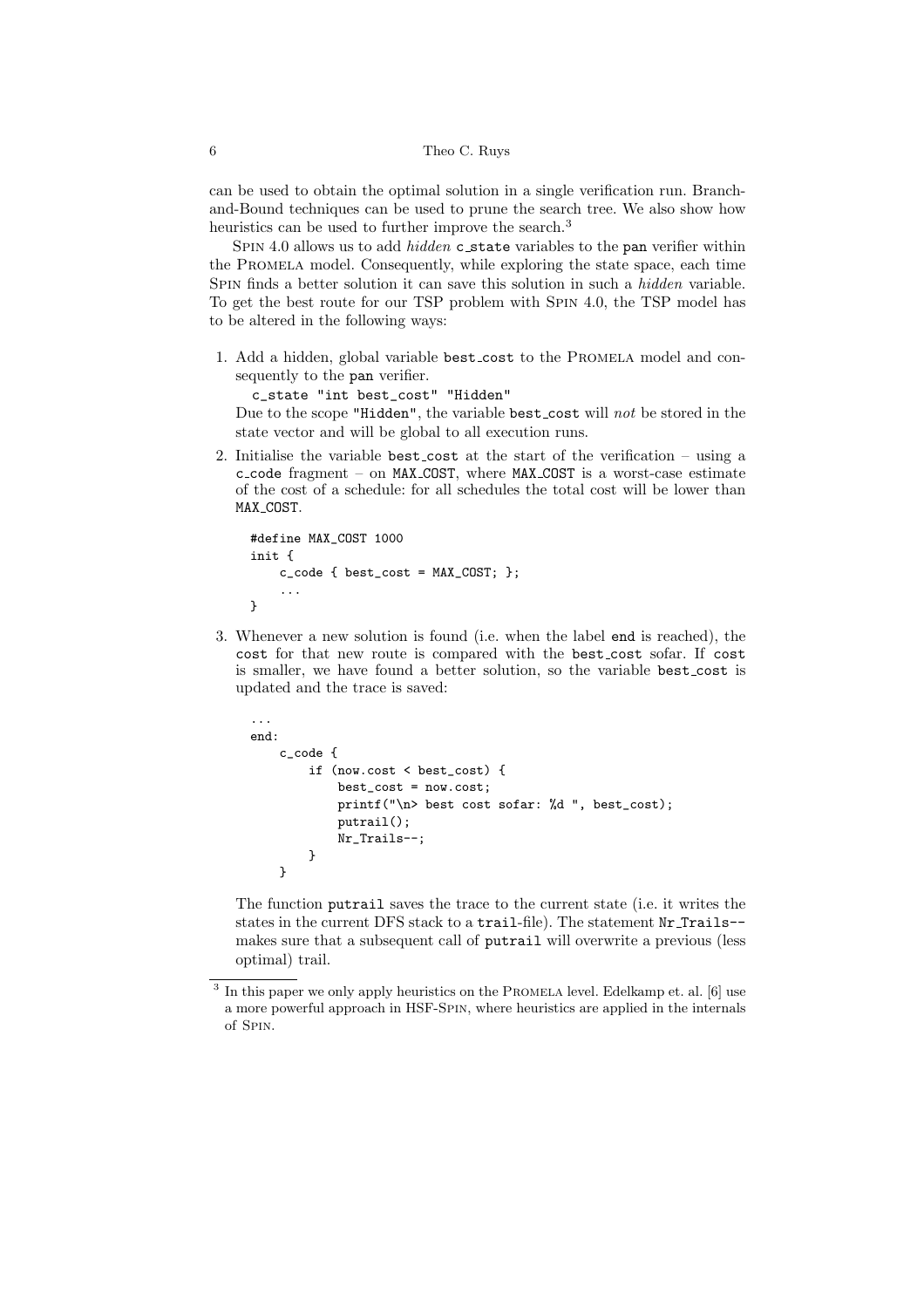can be used to obtain the optimal solution in a single verification run. Branch-and-Bound techniques can be used to prune the search tree. We also show how heuristics can be used to further improve the search.[3]

Spin 4.0 allows us to add *hidden* `c_state` variables to the `pan` verifier within the Promela model. Consequently, while exploring the state space, each time Spin finds a better solution it can save this solution in such a *hidden* variable. To get the best route for our TSP problem with Spin 4.0, the TSP model has to be altered in the following ways:

1. Add a hidden, global variable `best_cost` to the Promela model and consequently to the `pan` verifier.

   ```
   c_state "int best_cost" "Hidden"
   ```

   Due to the scope `"Hidden"`, the variable `best_cost` will *not* be stored in the state vector and will be global to all execution runs.

2. Initialise the variable `best_cost` at the start of the verification – using a `c_code` fragment – on `MAX_COST`, where `MAX_COST` is a worst-case estimate of the cost of a schedule: for all schedules the total cost will be lower than `MAX_COST`.

   ```
   #define MAX_COST 1000
   init {
       c_code { best_cost = MAX_COST; };
       ...
   }
   ```

3. Whenever a new solution is found (i.e. when the label `end` is reached), the `cost` for that new route is compared with the `best_cost` sofar. If `cost` is smaller, we have found a better solution, so the variable `best_cost` is updated and the trace is saved:

   ```
   ...
   end:
       c_code {
           if (now.cost < best_cost) {
               best_cost = now.cost;
               printf("\n> best cost sofar: %d ", best_cost);
               putrail();
               Nr_Trails--;
           }
       }
   ```

   The function `putrail` saves the trace to the current state (i.e. it writes the states in the current DFS stack to a `trail`-file). The statement `Nr_Trails--` makes sure that a subsequent call of `putrail` will overwrite a previous (less optimal) trail.

---

[3] In this paper we only apply heuristics on the Promela level. Edelkamp et. al. [6] use a more powerful approach in HSF-Spin, where heuristics are applied in the internals of Spin.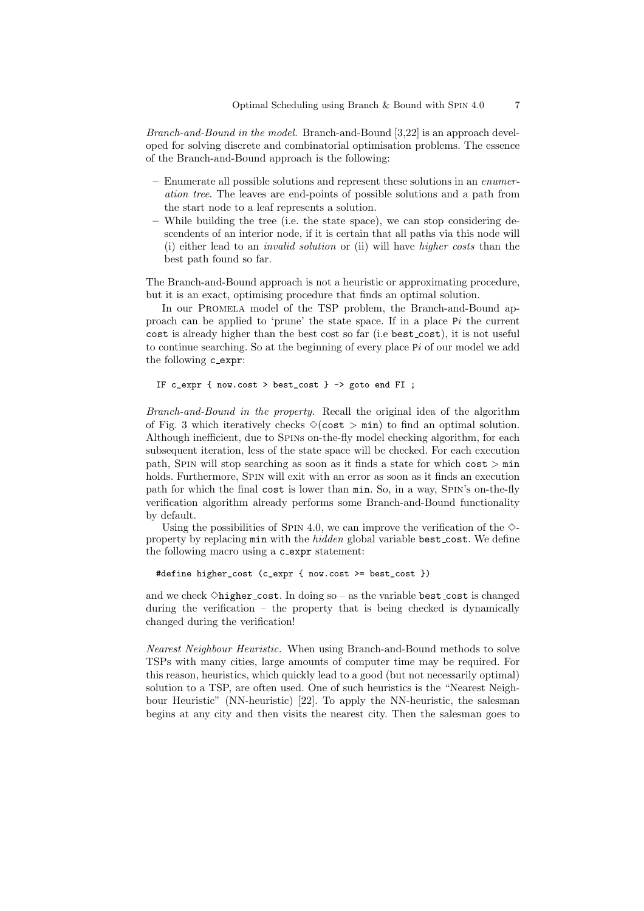*Branch-and-Bound in the model.* Branch-and-Bound [3,22] is an approach developed for solving discrete and combinatorial optimisation problems. The essence of the Branch-and-Bound approach is the following:

- Enumerate all possible solutions and represent these solutions in an *enumeration tree*. The leaves are end-points of possible solutions and a path from the start node to a leaf represents a solution.
- While building the tree (i.e. the state space), we can stop considering descendents of an interior node, if it is certain that all paths via this node will (i) either lead to an *invalid solution* or (ii) will have *higher costs* than the best path found so far.

The Branch-and-Bound approach is not a heuristic or approximating procedure, but it is an exact, optimising procedure that finds an optimal solution.

In our PROMELA model of the TSP problem, the Branch-and-Bound approach can be applied to 'prune' the state space. If in a place P$i$ the current `cost` is already higher than the best cost so far (i.e `best_cost`), it is not useful to continue searching. So at the beginning of every place P$i$ of our model we add the following `c_expr`:

```
IF c_expr { now.cost > best_cost } -> goto end FI ;
```

*Branch-and-Bound in the property.* Recall the original idea of the algorithm of Fig. 3 which iteratively checks $\Diamond$(`cost` $>$ `min`) to find an optimal solution. Although inefficient, due to SPINs on-the-fly model checking algorithm, for each subsequent iteration, less of the state space will be checked. For each execution path, SPIN will stop searching as soon as it finds a state for which `cost` $>$ `min` holds. Furthermore, SPIN will exit with an error as soon as it finds an execution path for which the final `cost` is lower than `min`. So, in a way, SPIN's on-the-fly verification algorithm already performs some Branch-and-Bound functionality by default.

Using the possibilities of SPIN 4.0, we can improve the verification of the $\Diamond$-property by replacing `min` with the *hidden* global variable `best_cost`. We define the following macro using a `c_expr` statement:

```
#define higher_cost (c_expr { now.cost >= best_cost })
```

and we check $\Diamond$`higher_cost`. In doing so – as the variable `best_cost` is changed during the verification – the property that is being checked is dynamically changed during the verification!

*Nearest Neighbour Heuristic.* When using Branch-and-Bound methods to solve TSPs with many cities, large amounts of computer time may be required. For this reason, heuristics, which quickly lead to a good (but not necessarily optimal) solution to a TSP, are often used. One of such heuristics is the "Nearest Neighbour Heuristic" (NN-heuristic) [22]. To apply the NN-heuristic, the salesman begins at any city and then visits the nearest city. Then the salesman goes to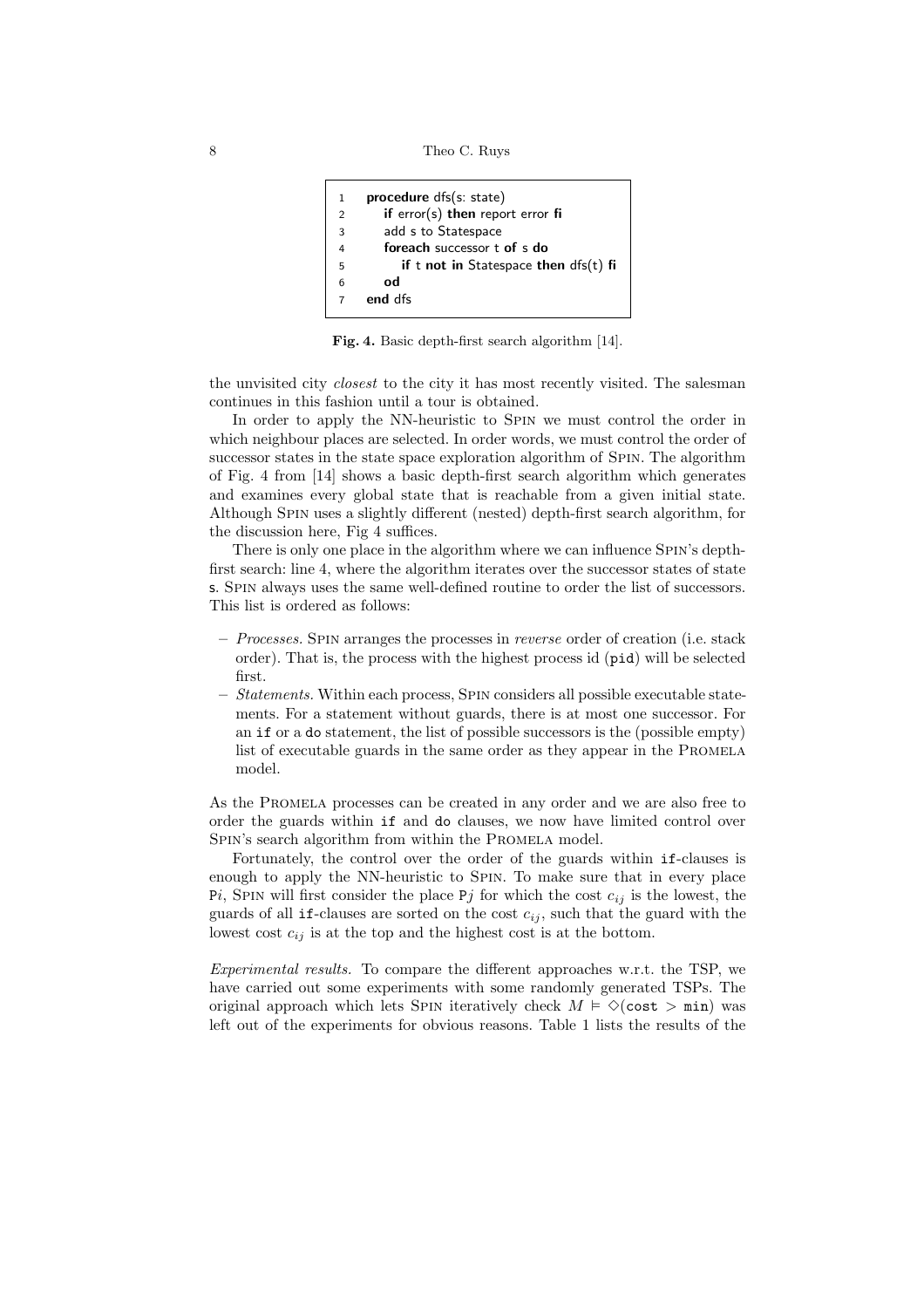```
1  procedure dfs(s: state)
2     if error(s) then report error fi
3     add s to Statespace
4     foreach successor t of s do
5        if t not in Statespace then dfs(t) fi
6     od
7  end dfs
```

**Fig. 4.** Basic depth-first search algorithm [14].

the unvisited city *closest* to the city it has most recently visited. The salesman continues in this fashion until a tour is obtained.

In order to apply the NN-heuristic to SPIN we must control the order in which neighbour places are selected. In order words, we must control the order of successor states in the state space exploration algorithm of SPIN. The algorithm of Fig. 4 from [14] shows a basic depth-first search algorithm which generates and examines every global state that is reachable from a given initial state. Although SPIN uses a slightly different (nested) depth-first search algorithm, for the discussion here, Fig 4 suffices.

There is only one place in the algorithm where we can influence SPIN's depth-first search: line 4, where the algorithm iterates over the successor states of state `s`. SPIN always uses the same well-defined routine to order the list of successors. This list is ordered as follows:

- *Processes.* SPIN arranges the processes in *reverse* order of creation (i.e. stack order). That is, the process with the highest process id (`pid`) will be selected first.
- *Statements.* Within each process, SPIN considers all possible executable statements. For a statement without guards, there is at most one successor. For an `if` or a `do` statement, the list of possible successors is the (possible empty) list of executable guards in the same order as they appear in the PROMELA model.

As the PROMELA processes can be created in any order and we are also free to order the guards within `if` and `do` clauses, we now have limited control over SPIN's search algorithm from within the PROMELA model.

Fortunately, the control over the order of the guards within `if`-clauses is enough to apply the NN-heuristic to SPIN. To make sure that in every place P$i$, SPIN will first consider the place P$j$ for which the cost $c_{ij}$ is the lowest, the guards of all `if`-clauses are sorted on the cost $c_{ij}$, such that the guard with the lowest cost $c_{ij}$ is at the top and the highest cost is at the bottom.

*Experimental results.* To compare the different approaches w.r.t. the TSP, we have carried out some experiments with some randomly generated TSPs. The original approach which lets SPIN iteratively check $M \models \Diamond(\texttt{cost} > \texttt{min})$ was left out of the experiments for obvious reasons. Table 1 lists the results of the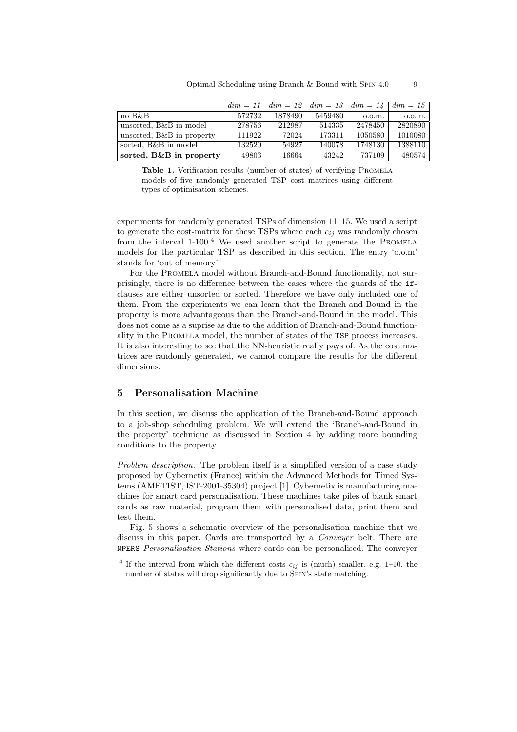|  | *dim = 11* | *dim = 12* | *dim = 13* | *dim = 14* | *dim = 15* |
|---|---|---|---|---|---|
| no B&B | 572732 | 1878490 | 5459480 | o.o.m. | o.o.m. |
| unsorted, B&B in model | 278756 | 212987 | 514335 | 2478450 | 2820890 |
| unsorted, B&B in property | 111922 | 72024 | 173311 | 1050580 | 1010080 |
| sorted, B&B in model | 132520 | 54927 | 140078 | 1748130 | 1388110 |
| **sorted, B&B in property** | 49803 | 16664 | 43242 | 737109 | 480574 |

**Table 1.** Verification results (number of states) of verifying Promela models of five randomly generated TSP cost matrices using different types of optimisation schemes.

experiments for randomly generated TSPs of dimension 11–15. We used a script to generate the cost-matrix for these TSPs where each $c_{ij}$ was randomly chosen from the interval 1-100.[4] We used another script to generate the Promela models for the particular TSP as described in this section. The entry 'o.o.m' stands for 'out of memory'.

For the Promela model without Branch-and-Bound functionality, not surprisingly, there is no difference between the cases where the guards of the `if`-clauses are either unsorted or sorted. Therefore we have only included one of them. From the experiments we can learn that the Branch-and-Bound in the property is more advantageous than the Branch-and-Bound in the model. This does not come as a suprise as due to the addition of Branch-and-Bound functionality in the Promela model, the number of states of the `TSP` process increases. It is also interesting to see that the NN-heuristic really pays of. As the cost matrices are randomly generated, we cannot compare the results for the different dimensions.

## 5 Personalisation Machine

In this section, we discuss the application of the Branch-and-Bound approach to a job-shop scheduling problem. We will extend the 'Branch-and-Bound in the property' technique as discussed in Section 4 by adding more bounding conditions to the property.

*Problem description.* The problem itself is a simplified version of a case study proposed by Cybernetix (France) within the Advanced Methods for Timed Systems (AMETIST, IST-2001-35304) project [1]. Cybernetix is manufacturing machines for smart card personalisation. These machines take piles of blank smart cards as raw material, program them with personalised data, print them and test them.

Fig. 5 shows a schematic overview of the personalisation machine that we discuss in this paper. Cards are transported by a *Conveyer* belt. There are `NPERS` *Personalisation Stations* where cards can be personalised. The conveyer

[4] If the interval from which the different costs $c_{ij}$ is (much) smaller, e.g. 1–10, the number of states will drop significantly due to Spin's state matching.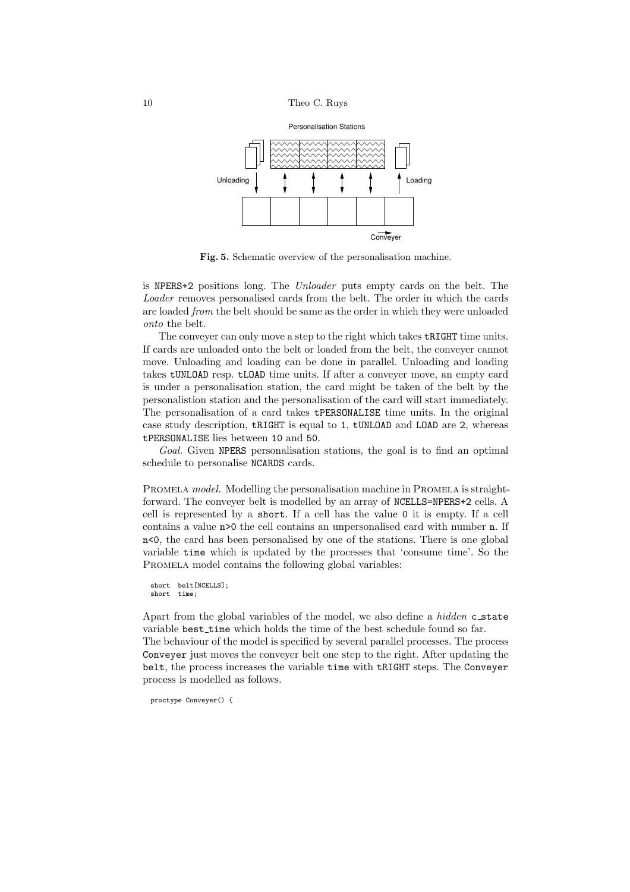Fig. 5. Schematic overview of the personalisation machine.

is NPERS+2 positions long. The *Unloader* puts empty cards on the belt. The *Loader* removes personalised cards from the belt. The order in which the cards are loaded *from* the belt should be same as the order in which they were unloaded *onto* the belt.

The conveyer can only move a step to the right which takes tRIGHT time units. If cards are unloaded onto the belt or loaded from the belt, the conveyer cannot move. Unloading and loading can be done in parallel. Unloading and loading takes tUNLOAD resp. tLOAD time units. If after a conveyer move, an empty card is under a personalisation station, the card might be taken of the belt by the personalistion station and the personalisation of the card will start immediately. The personalisation of a card takes tPERSONALISE time units. In the original case study description, tRIGHT is equal to 1, tUNLOAD and LOAD are 2, whereas tPERSONALISE lies between 10 and 50.

*Goal.* Given NPERS personalisation stations, the goal is to find an optimal schedule to personalise NCARDS cards.

PROMELA *model.* Modelling the personalisation machine in PROMELA is straightforward. The conveyer belt is modelled by an array of NCELLS=NPERS+2 cells. A cell is represented by a short. If a cell has the value 0 it is empty. If a cell contains a value n>0 the cell contains an unpersonalised card with number n. If n<0, the card has been personalised by one of the stations. There is one global variable time which is updated by the processes that 'consume time'. So the PROMELA model contains the following global variables:

```
short  belt[NCELLS];
short  time;
```

Apart from the global variables of the model, we also define a *hidden* c_state variable best_time which holds the time of the best schedule found so far.
The behaviour of the model is specified by several parallel processes. The process Conveyer just moves the conveyer belt one step to the right. After updating the belt, the process increases the variable time with tRIGHT steps. The Conveyer process is modelled as follows.

```
proctype Conveyer() {
```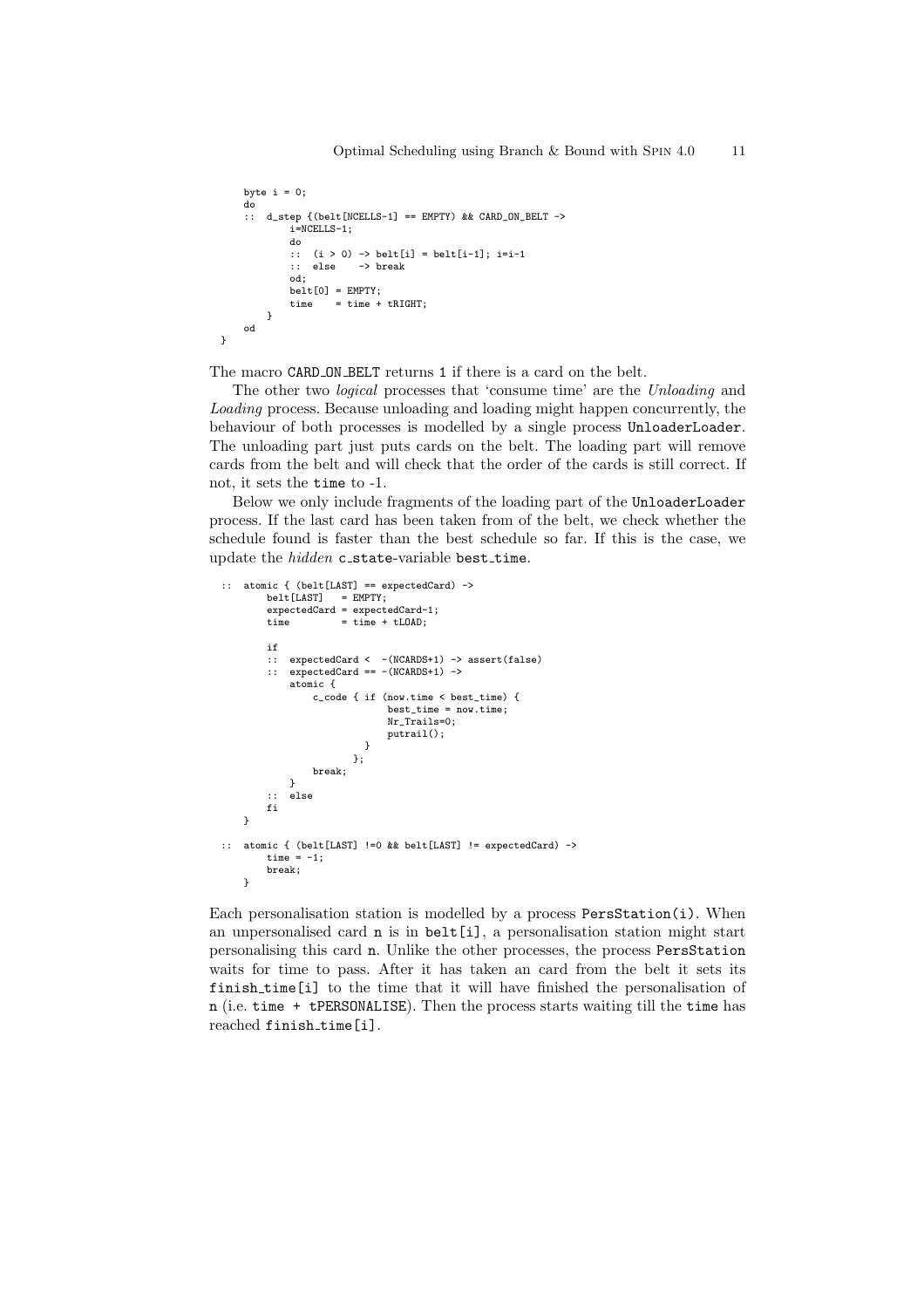```
    byte i = 0;
    do
    :: d_step {(belt[NCELLS-1] == EMPTY) && CARD_ON_BELT ->
           i=NCELLS-1;
           do
           :: (i > 0) -> belt[i] = belt[i-1]; i=i-1
           :: else    -> break
           od;
           belt[0] = EMPTY;
           time    = time + tRIGHT;
       }
    od
}
```

The macro CARD_ON_BELT returns 1 if there is a card on the belt.

The other two *logical* processes that 'consume time' are the *Unloading* and *Loading* process. Because unloading and loading might happen concurrently, the behaviour of both processes is modelled by a single process UnloaderLoader. The unloading part just puts cards on the belt. The loading part will remove cards from the belt and will check that the order of the cards is still correct. If not, it sets the time to -1.

Below we only include fragments of the loading part of the UnloaderLoader process. If the last card has been taken from of the belt, we check whether the schedule found is faster than the best schedule so far. If this is the case, we update the *hidden* c_state-variable best_time.

```
:: atomic { (belt[LAST] == expectedCard) ->
       belt[LAST]   = EMPTY;
       expectedCard = expectedCard-1;
       time         = time + tLOAD;

       if
       :: expectedCard <  -(NCARDS+1) -> assert(false)
       :: expectedCard == -(NCARDS+1) ->
          atomic {
              c_code { if (now.time < best_time) {
                           best_time = now.time;
                           Nr_Trails=0;
                           putrail();
                       }
                     };
              break;
          }
       :: else
       fi
   }

:: atomic { (belt[LAST] !=0 && belt[LAST] != expectedCard) ->
       time = -1;
       break;
   }
```

Each personalisation station is modelled by a process PersStation(i). When an unpersonalised card n is in belt[i], a personalisation station might start personalising this card n. Unlike the other processes, the process PersStation waits for time to pass. After it has taken an card from the belt it sets its finish_time[i] to the time that it will have finished the personalisation of n (i.e. time + tPERSONALISE). Then the process starts waiting till the time has reached finish_time[i].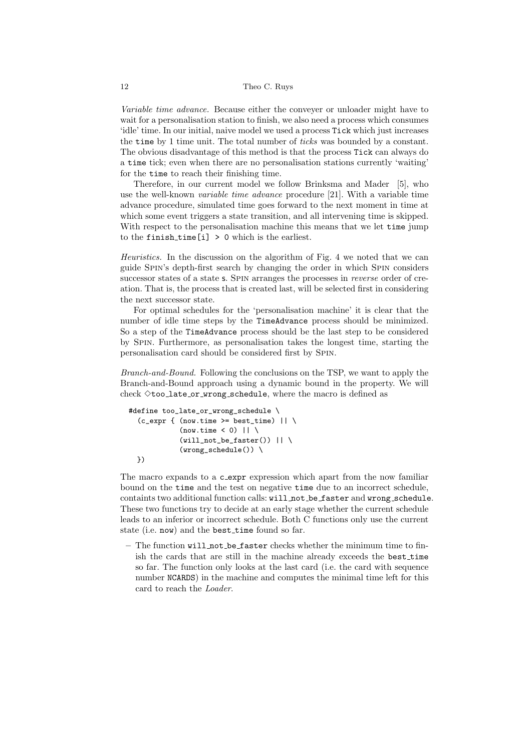*Variable time advance.* Because either the conveyer or unloader might have to wait for a personalisation station to finish, we also need a process which consumes 'idle' time. In our initial, naive model we used a process `Tick` which just increases the `time` by 1 time unit. The total number of *ticks* was bounded by a constant. The obvious disadvantage of this method is that the process `Tick` can always do a `time` tick; even when there are no personalisation stations currently 'waiting' for the `time` to reach their finishing time.

Therefore, in our current model we follow Brinksma and Mader [5], who use the well-known *variable time advance* procedure [21]. With a variable time advance procedure, simulated time goes forward to the next moment in time at which some event triggers a state transition, and all intervening time is skipped. With respect to the personalisation machine this means that we let `time` jump to the `finish_time[i] > 0` which is the earliest.

*Heuristics.* In the discussion on the algorithm of Fig. 4 we noted that we can guide SPIN's depth-first search by changing the order in which SPIN considers successor states of a state `s`. SPIN arranges the processes in *reverse* order of creation. That is, the process that is created last, will be selected first in considering the next successor state.

For optimal schedules for the 'personalisation machine' it is clear that the number of idle time steps by the `TimeAdvance` process should be minimized. So a step of the `TimeAdvance` process should be the last step to be considered by SPIN. Furthermore, as personalisation takes the longest time, starting the personalisation card should be considered first by SPIN.

*Branch-and-Bound.* Following the conclusions on the TSP, we want to apply the Branch-and-Bound approach using a dynamic bound in the property. We will check $\Diamond$`too_late_or_wrong_schedule`, where the macro is defined as

```
#define too_late_or_wrong_schedule \
  (c_expr { (now.time >= best_time) || \
            (now.time < 0) || \
            (will_not_be_faster()) || \
            (wrong_schedule()) \
  })
```

The macro expands to a `c_expr` expression which apart from the now familiar bound on the `time` and the test on negative `time` due to an incorrect schedule, containts two additional function calls: `will_not_be_faster` and `wrong_schedule`. These two functions try to decide at an early stage whether the current schedule leads to an inferior or incorrect schedule. Both C functions only use the current state (i.e. `now`) and the `best_time` found so far.

– The function `will_not_be_faster` checks whether the minimum time to finish the cards that are still in the machine already exceeds the `best_time` so far. The function only looks at the last card (i.e. the card with sequence number `NCARDS`) in the machine and computes the minimal time left for this card to reach the *Loader*.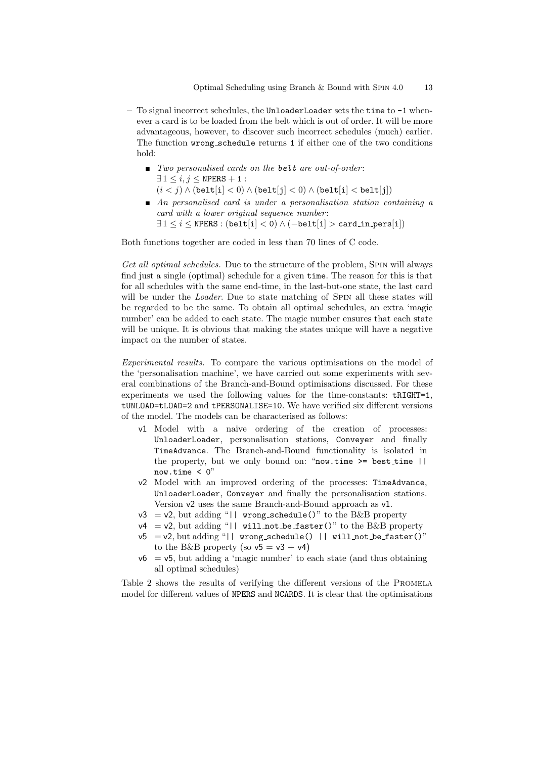- To signal incorrect schedules, the `UnloaderLoader` sets the `time` to `-1` whenever a card is to be loaded from the belt which is out of order. It will be more advantageous, however, to discover such incorrect schedules (much) earlier. The function `wrong_schedule` returns `1` if either one of the two conditions hold:
  - *Two personalised cards on the* **belt** *are out-of-order*:
    $\exists\, 1 \leq i, j \leq \texttt{NPERS} + 1:$
    $(i < j) \wedge (\texttt{belt[i]} < 0) \wedge (\texttt{belt[j]} < 0) \wedge (\texttt{belt[i]} < \texttt{belt[j]})$
  - *An personalised card is under a personalisation station containing a card with a lower original sequence number*:
    $\exists\, 1 \leq i \leq \texttt{NPERS} : (\texttt{belt[i]} < 0) \wedge (-\texttt{belt[i]} > \texttt{card\_in\_pers[i]})$

Both functions together are coded in less than 70 lines of C code.

*Get all optimal schedules.* Due to the structure of the problem, Spin will always find just a single (optimal) schedule for a given `time`. The reason for this is that for all schedules with the same end-time, in the last-but-one state, the last card will be under the *Loader*. Due to state matching of Spin all these states will be regarded to be the same. To obtain all optimal schedules, an extra 'magic number' can be added to each state. The magic number ensures that each state will be unique. It is obvious that making the states unique will have a negative impact on the number of states.

*Experimental results.* To compare the various optimisations on the model of the 'personalisation machine', we have carried out some experiments with several combinations of the Branch-and-Bound optimisations discussed. For these experiments we used the following values for the time-constants: `tRIGHT=1`, `tUNLOAD=tLOAD=2` and `tPERSONALISE=10`. We have verified six different versions of the model. The models can be characterised as follows:

- v1 Model with a naive ordering of the creation of processes: `UnloaderLoader`, personalisation stations, `Conveyer` and finally `TimeAdvance`. The Branch-and-Bound functionality is isolated in the property, but we only bound on: "`now.time >= best_time || now.time < 0`"
- v2 Model with an improved ordering of the processes: `TimeAdvance`, `UnloaderLoader`, `Conveyer` and finally the personalisation stations. Version v2 uses the same Branch-and-Bound approach as v1.
- v3 = v2, but adding "`|| wrong_schedule()`" to the B&B property
- v4 = v2, but adding "`|| will_not_be_faster()`" to the B&B property
- v5 = v2, but adding "`|| wrong_schedule() || will_not_be_faster()`" to the B&B property (so v5 = v3 + v4)
- v6 = v5, but adding a 'magic number' to each state (and thus obtaining all optimal schedules)

Table 2 shows the results of verifying the different versions of the Promela model for different values of `NPERS` and `NCARDS`. It is clear that the optimisations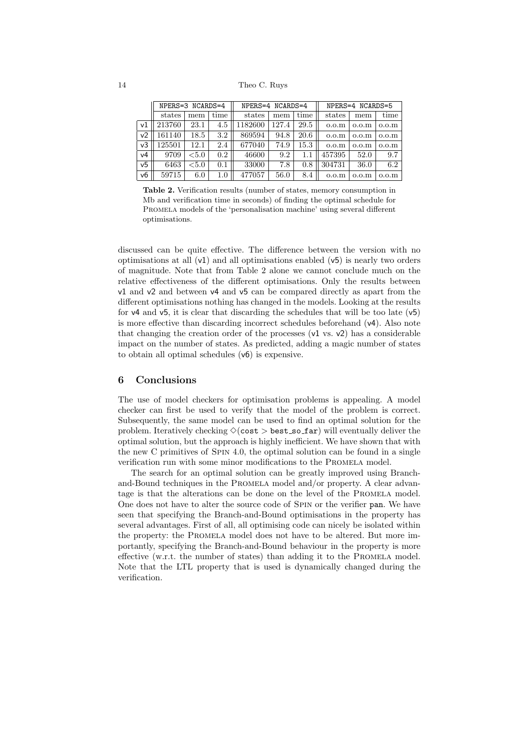| | NPERS=3 NCARDS=4 | | | NPERS=4 NCARDS=4 | | | NPERS=4 NCARDS=5 | | |
|---|---|---|---|---|---|---|---|---|---|
| | states | mem | time | states | mem | time | states | mem | time |
| v1 | 213760 | 23.1 | 4.5 | 1182600 | 127.4 | 29.5 | o.o.m | o.o.m | o.o.m |
| v2 | 161140 | 18.5 | 3.2 | 869594 | 94.8 | 20.6 | o.o.m | o.o.m | o.o.m |
| v3 | 125501 | 12.1 | 2.4 | 677040 | 74.9 | 15.3 | o.o.m | o.o.m | o.o.m |
| v4 | 9709 | <5.0 | 0.2 | 46600 | 9.2 | 1.1 | 457395 | 52.0 | 9.7 |
| v5 | 6463 | <5.0 | 0.1 | 33000 | 7.8 | 0.8 | 304731 | 36.0 | 6.2 |
| v6 | 59715 | 6.0 | 1.0 | 477057 | 56.0 | 8.4 | o.o.m | o.o.m | o.o.m |

**Table 2.** Verification results (number of states, memory consumption in Mb and verification time in seconds) of finding the optimal schedule for PROMELA models of the 'personalisation machine' using several different optimisations.

discussed can be quite effective. The difference between the version with no optimisations at all (v1) and all optimisations enabled (v5) is nearly two orders of magnitude. Note that from Table 2 alone we cannot conclude much on the relative effectiveness of the different optimisations. Only the results between v1 and v2 and between v4 and v5 can be compared directly as apart from the different optimisations nothing has changed in the models. Looking at the results for v4 and v5, it is clear that discarding the schedules that will be too late (v5) is more effective than discarding incorrect schedules beforehand (v4). Also note that changing the creation order of the processes (v1 vs. v2) has a considerable impact on the number of states. As predicted, adding a magic number of states to obtain all optimal schedules (v6) is expensive.

## 6 Conclusions

The use of model checkers for optimisation problems is appealing. A model checker can first be used to verify that the model of the problem is correct. Subsequently, the same model can be used to find an optimal solution for the problem. Iteratively checking $\Diamond(\texttt{cost} > \texttt{best\_so\_far})$ will eventually deliver the optimal solution, but the approach is highly inefficient. We have shown that with the new C primitives of SPIN 4.0, the optimal solution can be found in a single verification run with some minor modifications to the PROMELA model.

The search for an optimal solution can be greatly improved using Branch-and-Bound techniques in the PROMELA model and/or property. A clear advantage is that the alterations can be done on the level of the PROMELA model. One does not have to alter the source code of SPIN or the verifier pan. We have seen that specifying the Branch-and-Bound optimisations in the property has several advantages. First of all, all optimising code can nicely be isolated within the property: the PROMELA model does not have to be altered. But more importantly, specifying the Branch-and-Bound behaviour in the property is more effective (w.r.t. the number of states) than adding it to the PROMELA model. Note that the LTL property that is used is dynamically changed during the verification.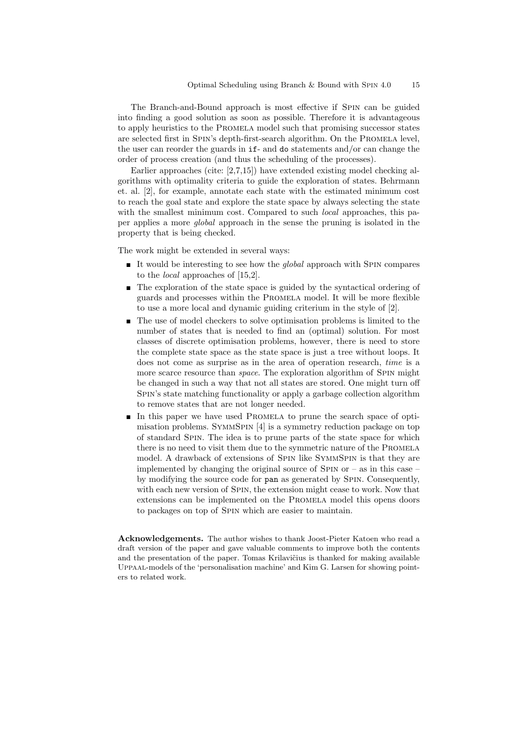The Branch-and-Bound approach is most effective if Spin can be guided into finding a good solution as soon as possible. Therefore it is advantageous to apply heuristics to the Promela model such that promising successor states are selected first in Spin's depth-first-search algorithm. On the Promela level, the user can reorder the guards in `if`- and `do` statements and/or can change the order of process creation (and thus the scheduling of the processes).

Earlier approaches (cite: [2,7,15]) have extended existing model checking algorithms with optimality criteria to guide the exploration of states. Behrmann et. al. [2], for example, annotate each state with the estimated minimum cost to reach the goal state and explore the state space by always selecting the state with the smallest minimum cost. Compared to such *local* approaches, this paper applies a more *global* approach in the sense the pruning is isolated in the property that is being checked.

The work might be extended in several ways:

- It would be interesting to see how the *global* approach with Spin compares to the *local* approaches of [15,2].
- The exploration of the state space is guided by the syntactical ordering of guards and processes within the Promela model. It will be more flexible to use a more local and dynamic guiding criterium in the style of [2].
- The use of model checkers to solve optimisation problems is limited to the number of states that is needed to find an (optimal) solution. For most classes of discrete optimisation problems, however, there is need to store the complete state space as the state space is just a tree without loops. It does not come as surprise as in the area of operation research, *time* is a more scarce resource than *space*. The exploration algorithm of Spin might be changed in such a way that not all states are stored. One might turn off Spin's state matching functionality or apply a garbage collection algorithm to remove states that are not longer needed.
- In this paper we have used Promela to prune the search space of optimisation problems. SymmSpin [4] is a symmetry reduction package on top of standard Spin. The idea is to prune parts of the state space for which there is no need to visit them due to the symmetric nature of the Promela model. A drawback of extensions of Spin like SymmSpin is that they are implemented by changing the original source of Spin or – as in this case – by modifying the source code for `pan` as generated by Spin. Consequently, with each new version of Spin, the extension might cease to work. Now that extensions can be implemented on the Promela model this opens doors to packages on top of Spin which are easier to maintain.

**Acknowledgements.** The author wishes to thank Joost-Pieter Katoen who read a draft version of the paper and gave valuable comments to improve both the contents and the presentation of the paper. Tomas Krilavičius is thanked for making available Uppaal-models of the 'personalisation machine' and Kim G. Larsen for showing pointers to related work.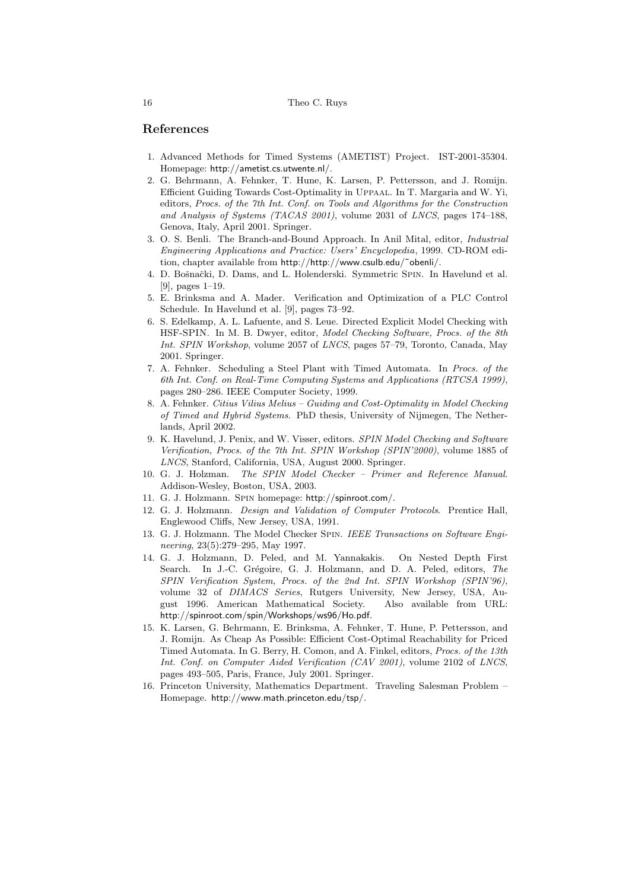## References

1. Advanced Methods for Timed Systems (AMETIST) Project. IST-2001-35304. Homepage: http://ametist.cs.utwente.nl/.
2. G. Behrmann, A. Fehnker, T. Hune, K. Larsen, P. Pettersson, and J. Romijn. Efficient Guiding Towards Cost-Optimality in Uppaal. In T. Margaria and W. Yi, editors, *Procs. of the 7th Int. Conf. on Tools and Algorithms for the Construction and Analysis of Systems (TACAS 2001)*, volume 2031 of *LNCS*, pages 174–188, Genova, Italy, April 2001. Springer.
3. O. S. Benli. The Branch-and-Bound Approach. In Anil Mital, editor, *Industrial Engineering Applications and Practice: Users' Encyclopedia*, 1999. CD-ROM edition, chapter available from http://http://www.csulb.edu/~obenli/.
4. D. Bošnački, D. Dams, and L. Holenderski. Symmetric Spin. In Havelund et al. [9], pages 1–19.
5. E. Brinksma and A. Mader. Verification and Optimization of a PLC Control Schedule. In Havelund et al. [9], pages 73–92.
6. S. Edelkamp, A. L. Lafuente, and S. Leue. Directed Explicit Model Checking with HSF-SPIN. In M. B. Dwyer, editor, *Model Checking Software, Procs. of the 8th Int. SPIN Workshop*, volume 2057 of *LNCS*, pages 57–79, Toronto, Canada, May 2001. Springer.
7. A. Fehnker. Scheduling a Steel Plant with Timed Automata. In *Procs. of the 6th Int. Conf. on Real-Time Computing Systems and Applications (RTCSA 1999)*, pages 280–286. IEEE Computer Society, 1999.
8. A. Fehnker. *Citius Vilius Melius – Guiding and Cost-Optimality in Model Checking of Timed and Hybrid Systems*. PhD thesis, University of Nijmegen, The Netherlands, April 2002.
9. K. Havelund, J. Penix, and W. Visser, editors. *SPIN Model Checking and Software Verification, Procs. of the 7th Int. SPIN Workshop (SPIN'2000)*, volume 1885 of *LNCS*, Stanford, California, USA, August 2000. Springer.
10. G. J. Holzman. *The SPIN Model Checker – Primer and Reference Manual*. Addison-Wesley, Boston, USA, 2003.
11. G. J. Holzmann. Spin homepage: http://spinroot.com/.
12. G. J. Holzmann. *Design and Validation of Computer Protocols*. Prentice Hall, Englewood Cliffs, New Jersey, USA, 1991.
13. G. J. Holzmann. The Model Checker Spin. *IEEE Transactions on Software Engineering*, 23(5):279–295, May 1997.
14. G. J. Holzmann, D. Peled, and M. Yannakakis. On Nested Depth First Search. In J.-C. Grégoire, G. J. Holzmann, and D. A. Peled, editors, *The SPIN Verification System, Procs. of the 2nd Int. SPIN Workshop (SPIN'96)*, volume 32 of *DIMACS Series*, Rutgers University, New Jersey, USA, August 1996. American Mathematical Society. Also available from URL: http://spinroot.com/spin/Workshops/ws96/Ho.pdf.
15. K. Larsen, G. Behrmann, E. Brinksma, A. Fehnker, T. Hune, P. Pettersson, and J. Romijn. As Cheap As Possible: Efficient Cost-Optimal Reachability for Priced Timed Automata. In G. Berry, H. Comon, and A. Finkel, editors, *Procs. of the 13th Int. Conf. on Computer Aided Verification (CAV 2001)*, volume 2102 of *LNCS*, pages 493–505, Paris, France, July 2001. Springer.
16. Princeton University, Mathematics Department. Traveling Salesman Problem – Homepage. http://www.math.princeton.edu/tsp/.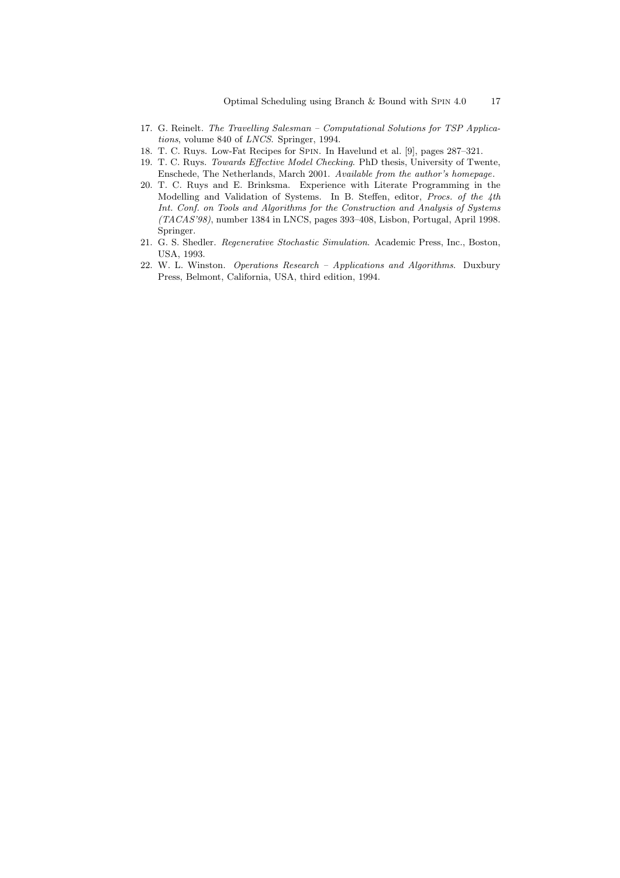17. G. Reinelt. *The Travelling Salesman – Computational Solutions for TSP Applications*, volume 840 of *LNCS*. Springer, 1994.
18. T. C. Ruys. Low-Fat Recipes for Spin. In Havelund et al. [9], pages 287–321.
19. T. C. Ruys. *Towards Effective Model Checking*. PhD thesis, University of Twente, Enschede, The Netherlands, March 2001. *Available from the author's homepage*.
20. T. C. Ruys and E. Brinksma. Experience with Literate Programming in the Modelling and Validation of Systems. In B. Steffen, editor, *Procs. of the 4th Int. Conf. on Tools and Algorithms for the Construction and Analysis of Systems (TACAS'98)*, number 1384 in LNCS, pages 393–408, Lisbon, Portugal, April 1998. Springer.
21. G. S. Shedler. *Regenerative Stochastic Simulation*. Academic Press, Inc., Boston, USA, 1993.
22. W. L. Winston. *Operations Research – Applications and Algorithms*. Duxbury Press, Belmont, California, USA, third edition, 1994.